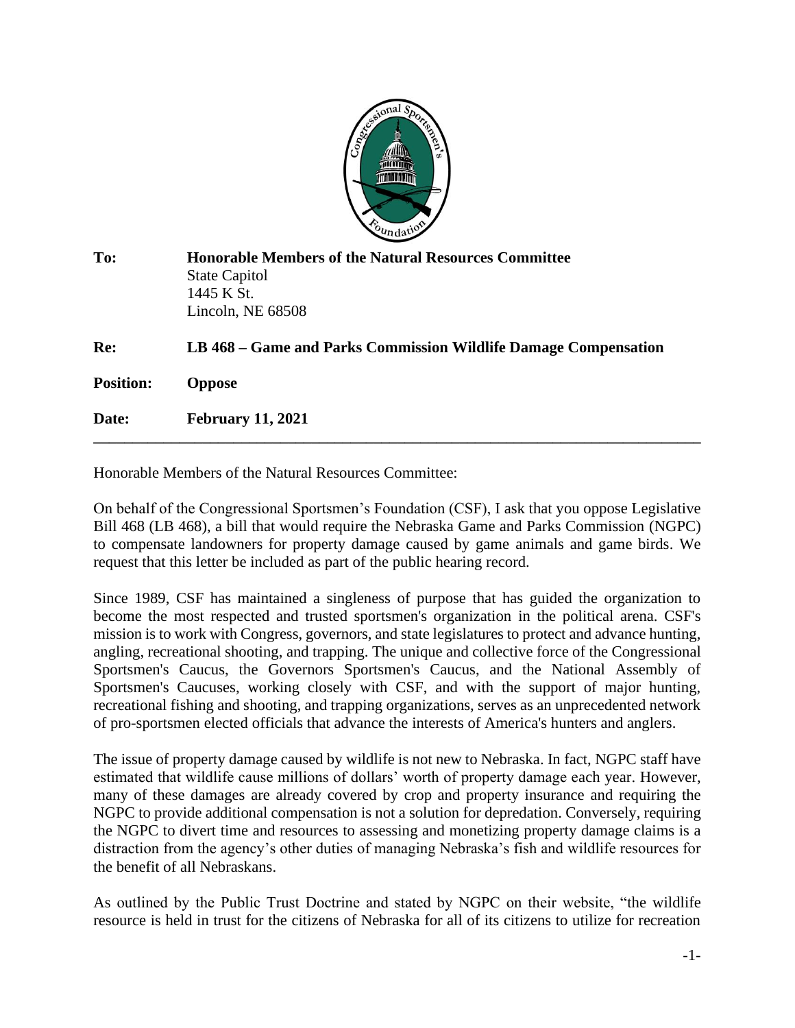**To:** **Honorable Members of the Natural Resources Committee**
State Capitol
1445 K St.
Lincoln, NE 68508

**Re:** **LB 468 – Game and Parks Commission Wildlife Damage Compensation**

**Position:** **Oppose**

**Date:** **February 11, 2021**

---

Honorable Members of the Natural Resources Committee:

On behalf of the Congressional Sportsmen's Foundation (CSF), I ask that you oppose Legislative Bill 468 (LB 468), a bill that would require the Nebraska Game and Parks Commission (NGPC) to compensate landowners for property damage caused by game animals and game birds. We request that this letter be included as part of the public hearing record.

Since 1989, CSF has maintained a singleness of purpose that has guided the organization to become the most respected and trusted sportsmen's organization in the political arena. CSF's mission is to work with Congress, governors, and state legislatures to protect and advance hunting, angling, recreational shooting, and trapping. The unique and collective force of the Congressional Sportsmen's Caucus, the Governors Sportsmen's Caucus, and the National Assembly of Sportsmen's Caucuses, working closely with CSF, and with the support of major hunting, recreational fishing and shooting, and trapping organizations, serves as an unprecedented network of pro-sportsmen elected officials that advance the interests of America's hunters and anglers.

The issue of property damage caused by wildlife is not new to Nebraska. In fact, NGPC staff have estimated that wildlife cause millions of dollars' worth of property damage each year. However, many of these damages are already covered by crop and property insurance and requiring the NGPC to provide additional compensation is not a solution for depredation. Conversely, requiring the NGPC to divert time and resources to assessing and monetizing property damage claims is a distraction from the agency's other duties of managing Nebraska's fish and wildlife resources for the benefit of all Nebraskans.

As outlined by the Public Trust Doctrine and stated by NGPC on their website, "the wildlife resource is held in trust for the citizens of Nebraska for all of its citizens to utilize for recreation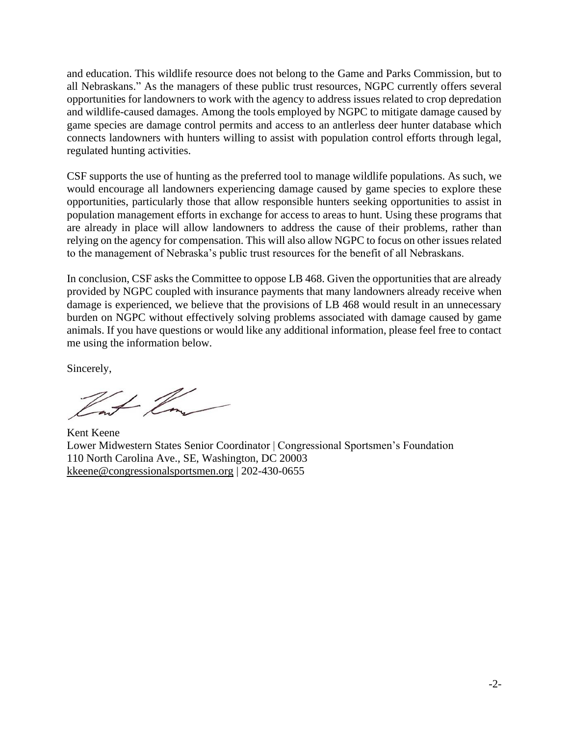and education. This wildlife resource does not belong to the Game and Parks Commission, but to all Nebraskans." As the managers of these public trust resources, NGPC currently offers several opportunities for landowners to work with the agency to address issues related to crop depredation and wildlife-caused damages. Among the tools employed by NGPC to mitigate damage caused by game species are damage control permits and access to an antlerless deer hunter database which connects landowners with hunters willing to assist with population control efforts through legal, regulated hunting activities.

CSF supports the use of hunting as the preferred tool to manage wildlife populations. As such, we would encourage all landowners experiencing damage caused by game species to explore these opportunities, particularly those that allow responsible hunters seeking opportunities to assist in population management efforts in exchange for access to areas to hunt. Using these programs that are already in place will allow landowners to address the cause of their problems, rather than relying on the agency for compensation. This will also allow NGPC to focus on other issues related to the management of Nebraska's public trust resources for the benefit of all Nebraskans.

In conclusion, CSF asks the Committee to oppose LB 468. Given the opportunities that are already provided by NGPC coupled with insurance payments that many landowners already receive when damage is experienced, we believe that the provisions of LB 468 would result in an unnecessary burden on NGPC without effectively solving problems associated with damage caused by game animals. If you have questions or would like any additional information, please feel free to contact me using the information below.

Sincerely,

Kent Keene  
Lower Midwestern States Senior Coordinator | Congressional Sportsmen's Foundation  
110 North Carolina Ave., SE, Washington, DC 20003  
kkeene@congressionalsportsmen.org | 202-430-0655